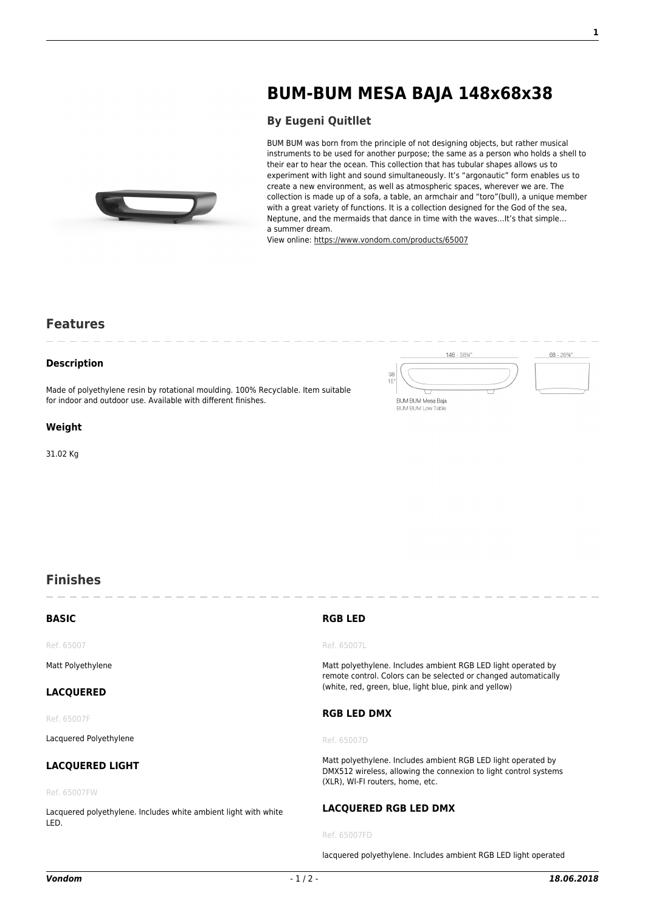# BUM-BUM MESA BAJA 148x68x38

## By Eugeni Quitllet

BUM BUM was born from the principle of not designing objects, but rather musical instruments to be used for another purpose; the same as a person who holds a shell to their ear to hear the ocean. This collection that has tubular shapes allows us to experiment with light and sound simultaneously. It's "argonautic" form enables us to create a new environment, as well as atmospheric spaces, wherever we are. The collection is made up of a sofa, a table, an armchair and "toro"(bull), a unique member with a great variety of functions. It is a collection designed for the God of the sea, Neptune, and the mermaids that dance in time with the waves…It's that simple… a summer dream.

View online: https://www.vondom.com/products/65007

## Features

### Description

Made of polyethylene resin by rotational moulding. 100% Recyclable. Item suitable for indoor and outdoor use. Available with different finishes.

148 - 58¼"
68 - 26¾"
38
15"
BUM BUM Mesa Baja
BUM BUM Low Table

### Weight

31.02 Kg

## Finishes

### BASIC

Ref. 65007

Matt Polyethylene

### LACQUERED

Ref. 65007F

Lacquered Polyethylene

### LACQUERED LIGHT

Ref. 65007FW

Lacquered polyethylene. Includes white ambient light with white LED.

### RGB LED

Ref. 65007L

Matt polyethylene. Includes ambient RGB LED light operated by remote control. Colors can be selected or changed automatically (white, red, green, blue, light blue, pink and yellow)

### RGB LED DMX

Ref. 65007D

Matt polyethylene. Includes ambient RGB LED light operated by DMX512 wireless, allowing the connexion to light control systems (XLR), WI-FI routers, home, etc.

### LACQUERED RGB LED DMX

Ref. 65007FD

lacquered polyethylene. Includes ambient RGB LED light operated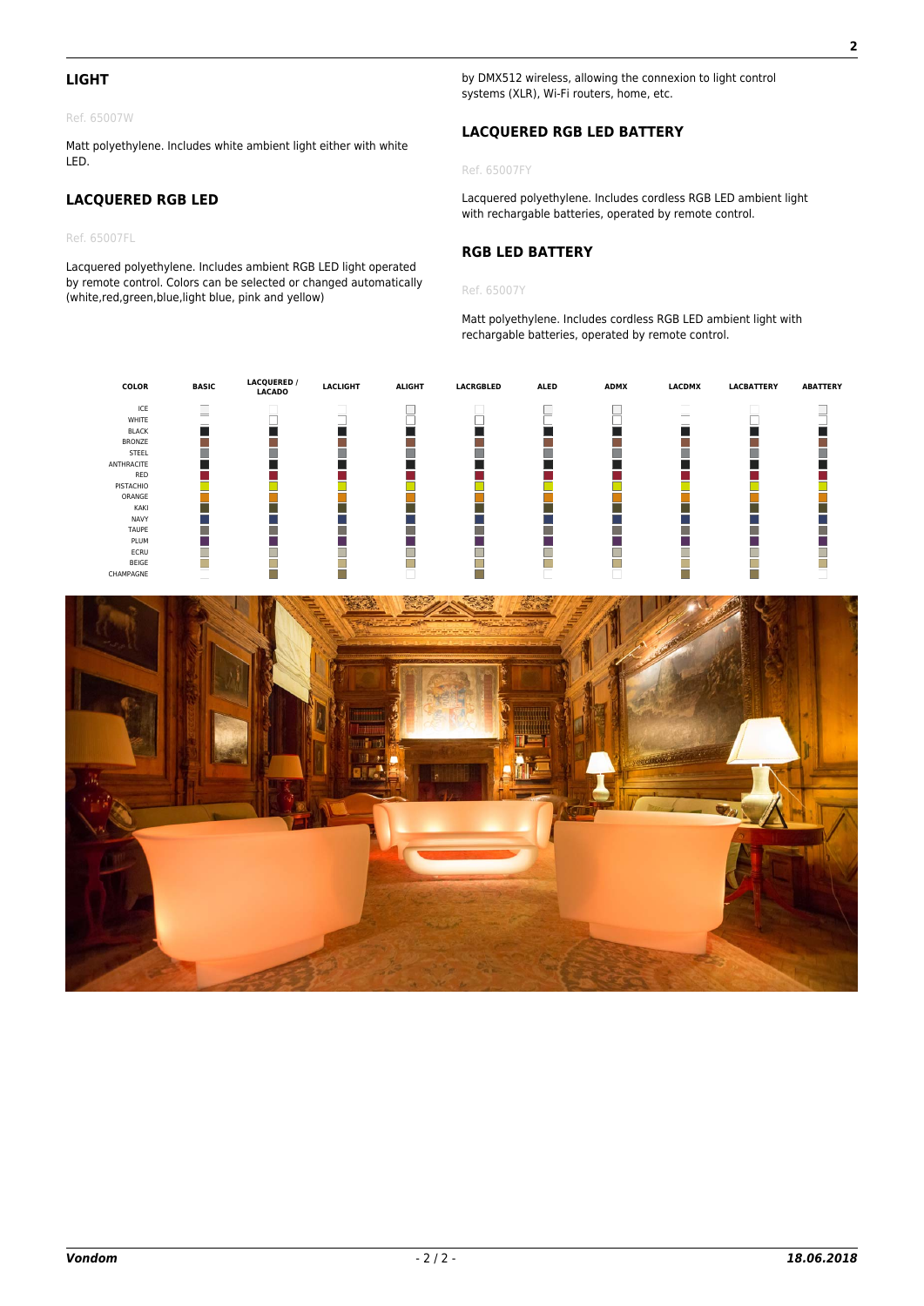## LIGHT

Ref. 65007W

Matt polyethylene. Includes white ambient light either with white LED.

## LACQUERED RGB LED

Ref. 65007FL

Lacquered polyethylene. Includes ambient RGB LED light operated by remote control. Colors can be selected or changed automatically (white,red,green,blue,light blue, pink and yellow) by DMX512 wireless, allowing the connexion to light control systems (XLR), Wi-Fi routers, home, etc.

## LACQUERED RGB LED BATTERY

Ref. 65007FY

Lacquered polyethylene. Includes cordless RGB LED ambient light with rechargable batteries, operated by remote control.

## RGB LED BATTERY

Ref. 65007Y

Matt polyethylene. Includes cordless RGB LED ambient light with rechargable batteries, operated by remote control.

| COLOR | BASIC | LACQUERED / LACADO | LACLIGHT | ALIGHT | LACRGBLED | ALED | ADMX | LACDMX | LACBATTERY | ABATTERY |
|---|---|---|---|---|---|---|---|---|---|---|
| ICE | | | | | | | | | | |
| WHITE | | | | | | | | | | |
| BLACK | | | | | | | | | | |
| BRONZE | | | | | | | | | | |
| STEEL | | | | | | | | | | |
| ANTHRACITE | | | | | | | | | | |
| RED | | | | | | | | | | |
| PISTACHIO | | | | | | | | | | |
| ORANGE | | | | | | | | | | |
| KAKI | | | | | | | | | | |
| NAVY | | | | | | | | | | |
| TAUPE | | | | | | | | | | |
| PLUM | | | | | | | | | | |
| ECRU | | | | | | | | | | |
| BEIGE | | | | | | | | | | |
| CHAMPAGNE | | | | | | | | | | |